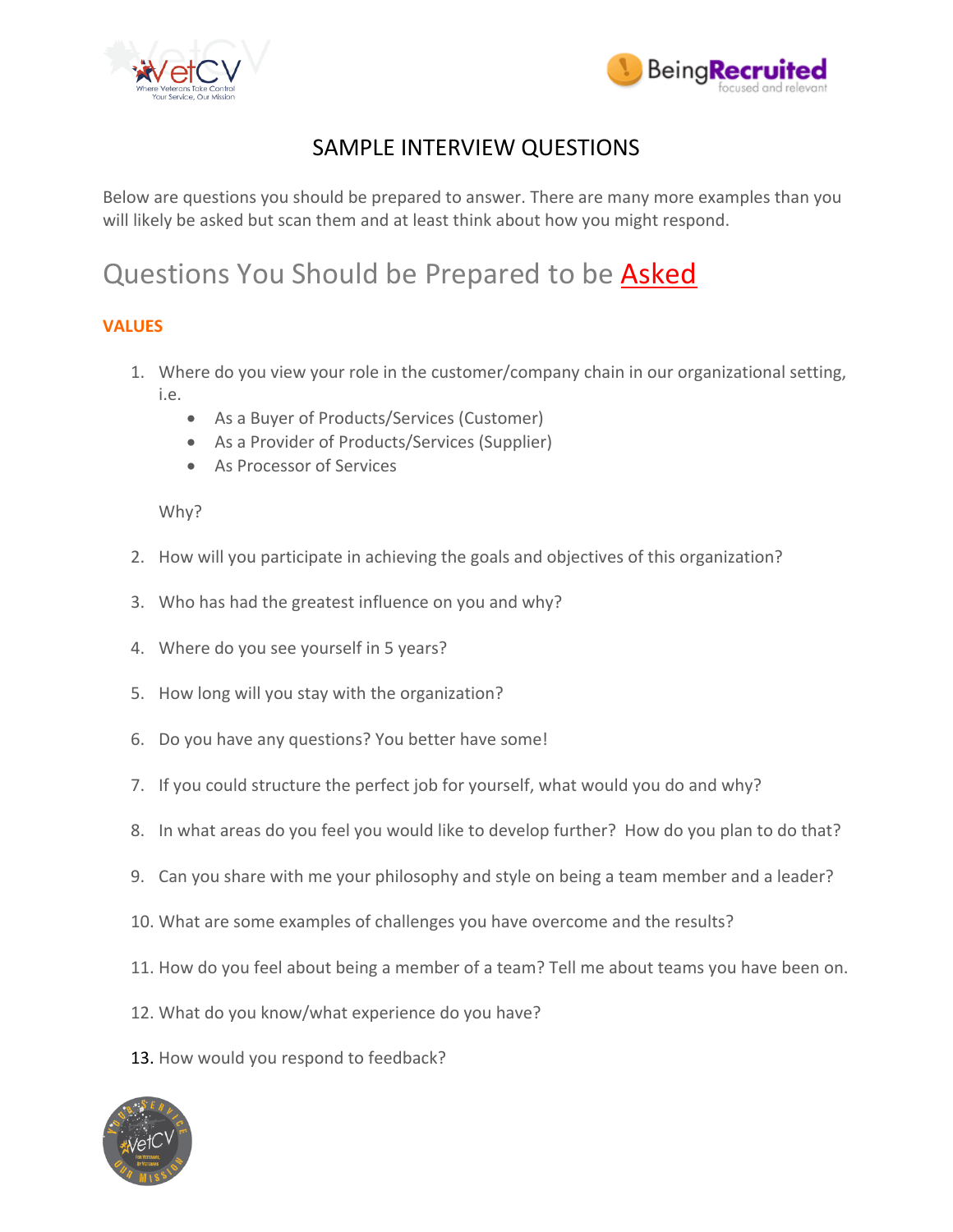# SAMPLE INTERVIEW QUESTIONS

Below are questions you should be prepared to answer. There are many more examples than you will likely be asked but scan them and at least think about how you might respond.

## Questions You Should be Prepared to be Asked

### VALUES

1. Where do you view your role in the customer/company chain in our organizational setting, i.e.
   - As a Buyer of Products/Services (Customer)
   - As a Provider of Products/Services (Supplier)
   - As Processor of Services

   Why?

2. How will you participate in achieving the goals and objectives of this organization?

3. Who has had the greatest influence on you and why?

4. Where do you see yourself in 5 years?

5. How long will you stay with the organization?

6. Do you have any questions? You better have some!

7. If you could structure the perfect job for yourself, what would you do and why?

8. In what areas do you feel you would like to develop further? How do you plan to do that?

9. Can you share with me your philosophy and style on being a team member and a leader?

10. What are some examples of challenges you have overcome and the results?

11. How do you feel about being a member of a team? Tell me about teams you have been on.

12. What do you know/what experience do you have?

13. How would you respond to feedback?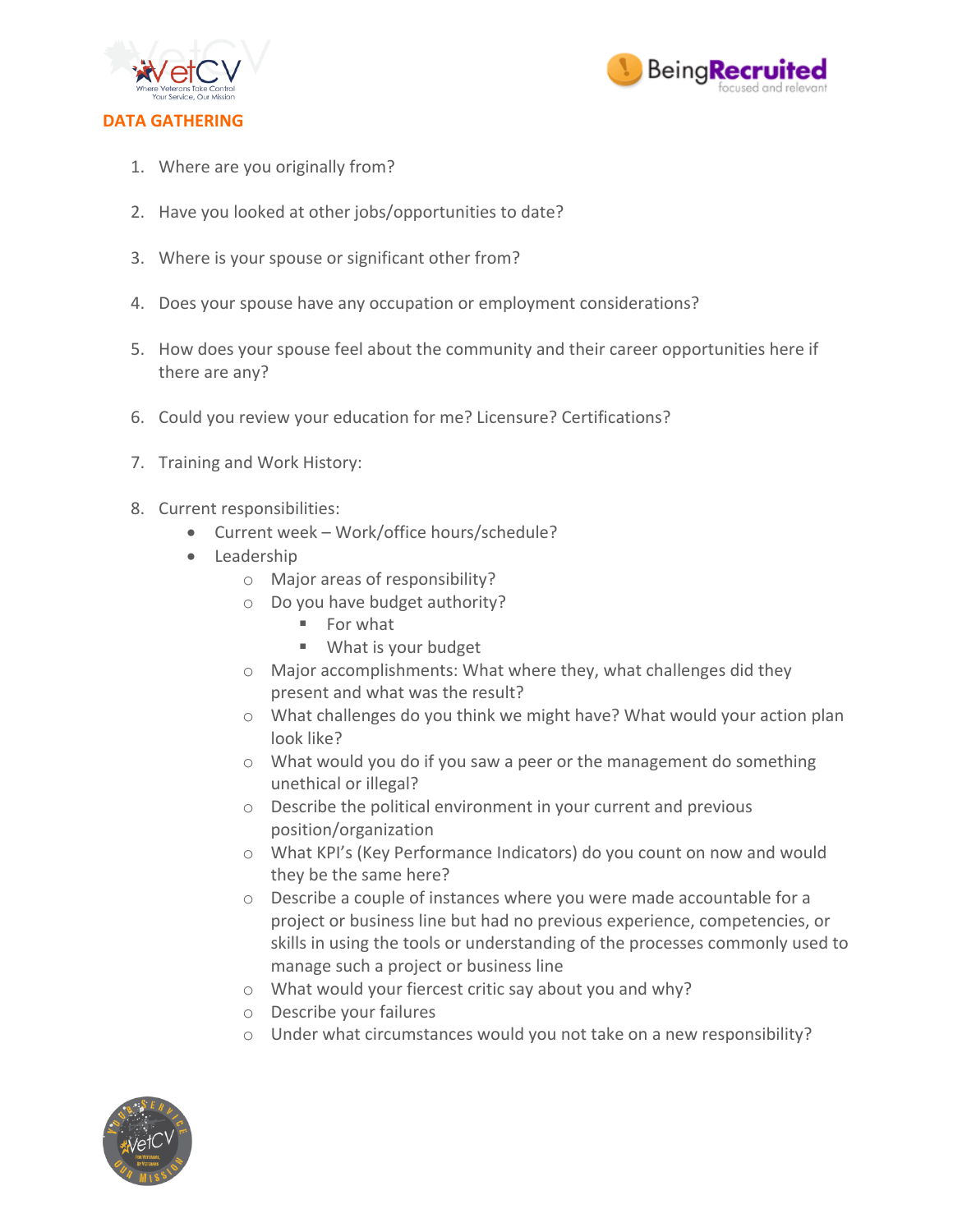## DATA GATHERING

1. Where are you originally from?

2. Have you looked at other jobs/opportunities to date?

3. Where is your spouse or significant other from?

4. Does your spouse have any occupation or employment considerations?

5. How does your spouse feel about the community and their career opportunities here if there are any?

6. Could you review your education for me? Licensure? Certifications?

7. Training and Work History:

8. Current responsibilities:
   - Current week – Work/office hours/schedule?
   - Leadership
     - Major areas of responsibility?
     - Do you have budget authority?
       - For what
       - What is your budget
     - Major accomplishments: What where they, what challenges did they present and what was the result?
     - What challenges do you think we might have? What would your action plan look like?
     - What would you do if you saw a peer or the management do something unethical or illegal?
     - Describe the political environment in your current and previous position/organization
     - What KPI's (Key Performance Indicators) do you count on now and would they be the same here?
     - Describe a couple of instances where you were made accountable for a project or business line but had no previous experience, competencies, or skills in using the tools or understanding of the processes commonly used to manage such a project or business line
     - What would your fiercest critic say about you and why?
     - Describe your failures
     - Under what circumstances would you not take on a new responsibility?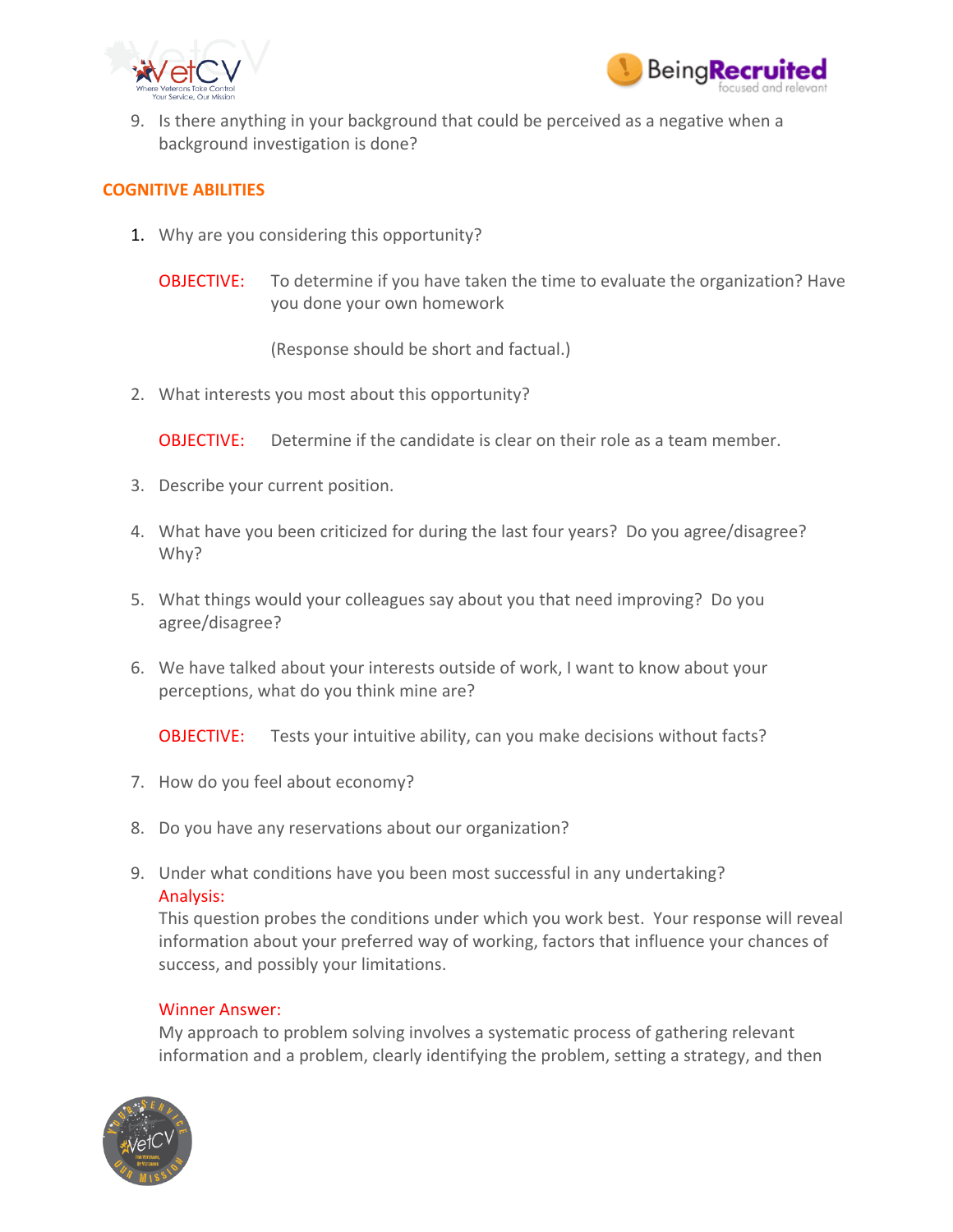9. Is there anything in your background that could be perceived as a negative when a background investigation is done?

## COGNITIVE ABILITIES

1. Why are you considering this opportunity?

   OBJECTIVE: To determine if you have taken the time to evaluate the organization? Have you done your own homework

   (Response should be short and factual.)

2. What interests you most about this opportunity?

   OBJECTIVE: Determine if the candidate is clear on their role as a team member.

3. Describe your current position.

4. What have you been criticized for during the last four years? Do you agree/disagree? Why?

5. What things would your colleagues say about you that need improving? Do you agree/disagree?

6. We have talked about your interests outside of work, I want to know about your perceptions, what do you think mine are?

   OBJECTIVE: Tests your intuitive ability, can you make decisions without facts?

7. How do you feel about economy?

8. Do you have any reservations about our organization?

9. Under what conditions have you been most successful in any undertaking?

   Analysis:
   This question probes the conditions under which you work best. Your response will reveal information about your preferred way of working, factors that influence your chances of success, and possibly your limitations.

   Winner Answer:
   My approach to problem solving involves a systematic process of gathering relevant information and a problem, clearly identifying the problem, setting a strategy, and then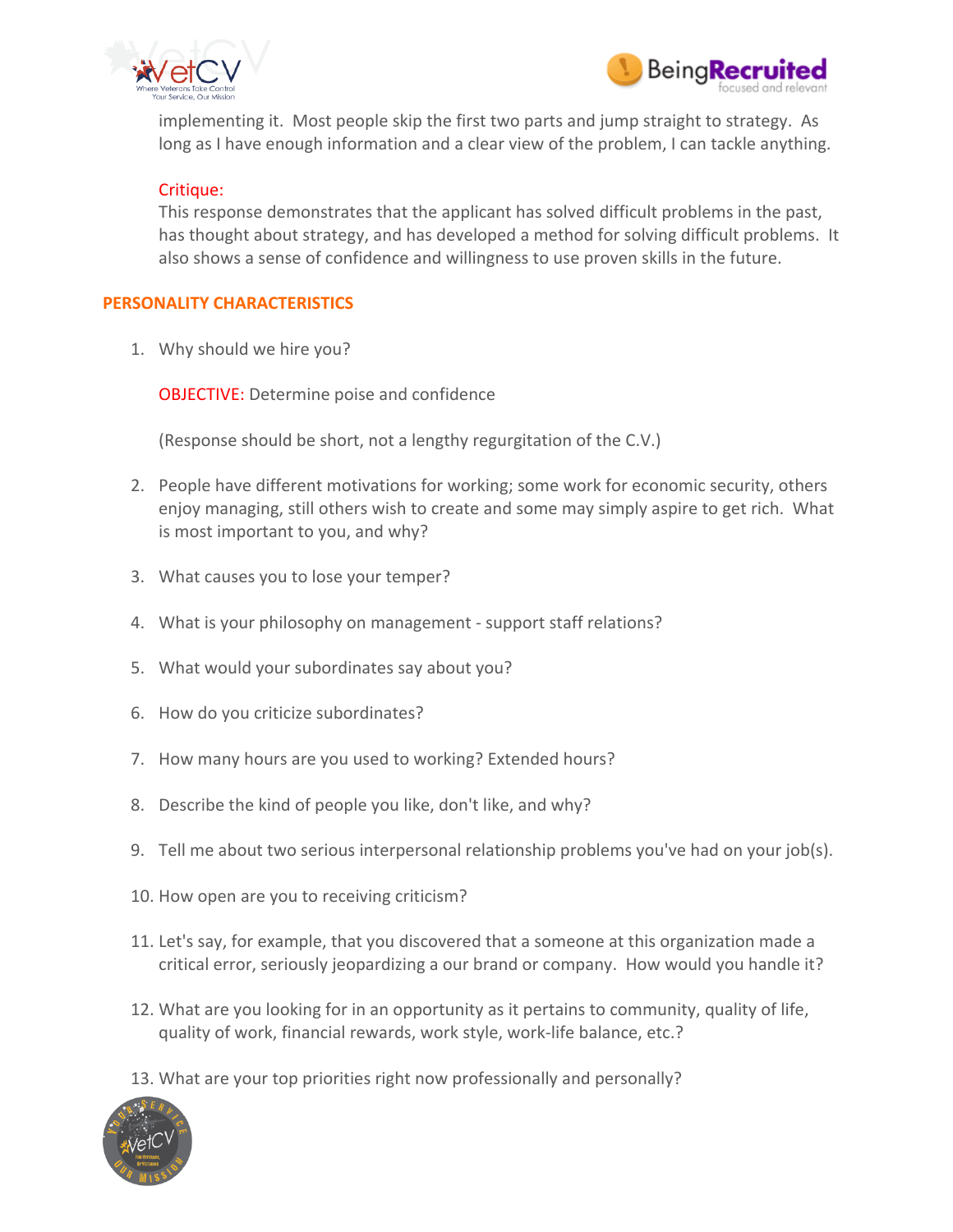implementing it. Most people skip the first two parts and jump straight to strategy. As long as I have enough information and a clear view of the problem, I can tackle anything.

Critique:
This response demonstrates that the applicant has solved difficult problems in the past, has thought about strategy, and has developed a method for solving difficult problems. It also shows a sense of confidence and willingness to use proven skills in the future.

## PERSONALITY CHARACTERISTICS

1. Why should we hire you?

   OBJECTIVE: Determine poise and confidence

   (Response should be short, not a lengthy regurgitation of the C.V.)

2. People have different motivations for working; some work for economic security, others enjoy managing, still others wish to create and some may simply aspire to get rich. What is most important to you, and why?

3. What causes you to lose your temper?

4. What is your philosophy on management - support staff relations?

5. What would your subordinates say about you?

6. How do you criticize subordinates?

7. How many hours are you used to working? Extended hours?

8. Describe the kind of people you like, don't like, and why?

9. Tell me about two serious interpersonal relationship problems you've had on your job(s).

10. How open are you to receiving criticism?

11. Let's say, for example, that you discovered that a someone at this organization made a critical error, seriously jeopardizing a our brand or company. How would you handle it?

12. What are you looking for in an opportunity as it pertains to community, quality of life, quality of work, financial rewards, work style, work-life balance, etc.?

13. What are your top priorities right now professionally and personally?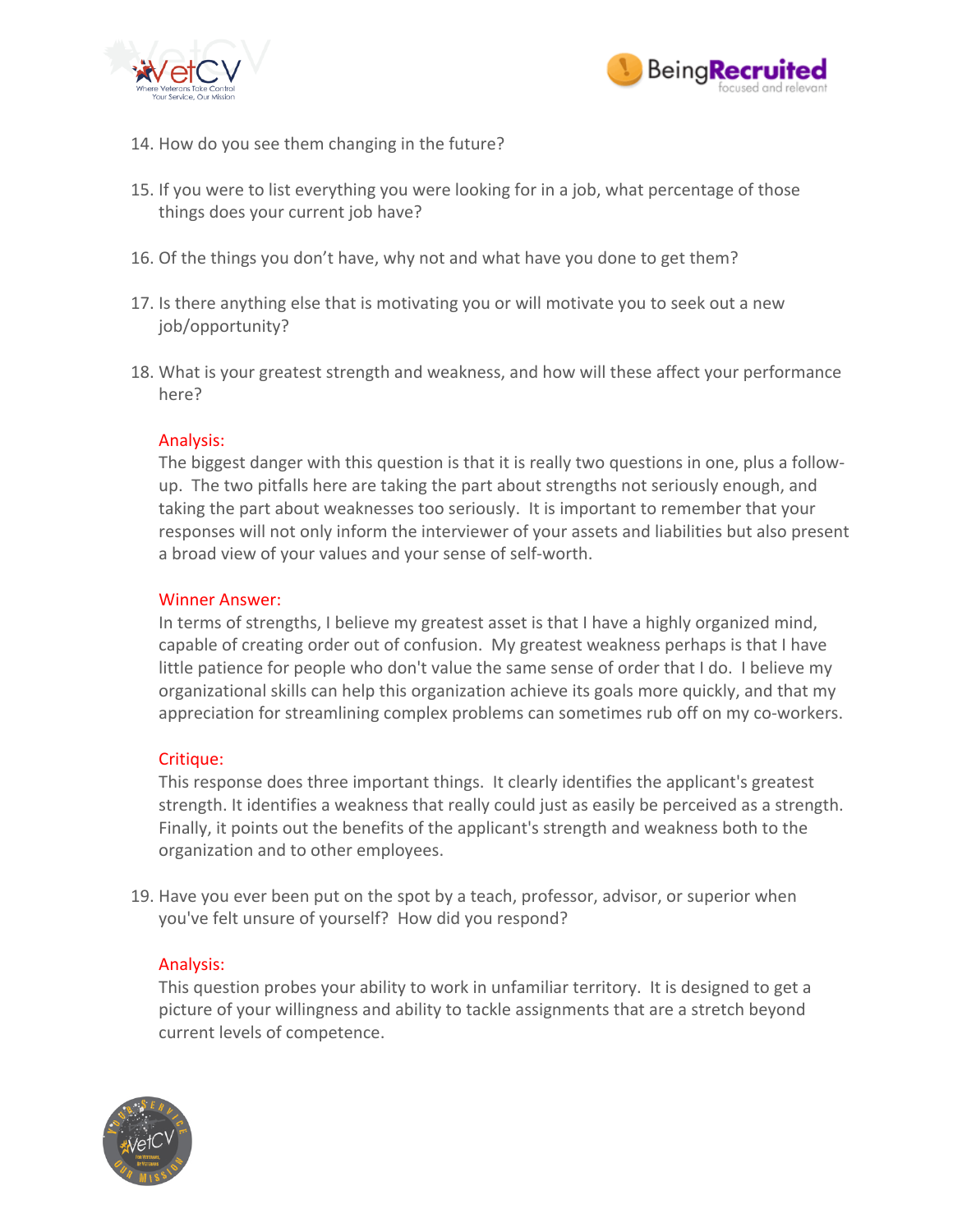14. How do you see them changing in the future?

15. If you were to list everything you were looking for in a job, what percentage of those things does your current job have?

16. Of the things you don't have, why not and what have you done to get them?

17. Is there anything else that is motivating you or will motivate you to seek out a new job/opportunity?

18. What is your greatest strength and weakness, and how will these affect your performance here?

    Analysis:
    The biggest danger with this question is that it is really two questions in one, plus a follow-up. The two pitfalls here are taking the part about strengths not seriously enough, and taking the part about weaknesses too seriously. It is important to remember that your responses will not only inform the interviewer of your assets and liabilities but also present a broad view of your values and your sense of self-worth.

    Winner Answer:
    In terms of strengths, I believe my greatest asset is that I have a highly organized mind, capable of creating order out of confusion. My greatest weakness perhaps is that I have little patience for people who don't value the same sense of order that I do. I believe my organizational skills can help this organization achieve its goals more quickly, and that my appreciation for streamlining complex problems can sometimes rub off on my co-workers.

    Critique:
    This response does three important things. It clearly identifies the applicant's greatest strength. It identifies a weakness that really could just as easily be perceived as a strength. Finally, it points out the benefits of the applicant's strength and weakness both to the organization and to other employees.

19. Have you ever been put on the spot by a teach, professor, advisor, or superior when you've felt unsure of yourself? How did you respond?

    Analysis:
    This question probes your ability to work in unfamiliar territory. It is designed to get a picture of your willingness and ability to tackle assignments that are a stretch beyond current levels of competence.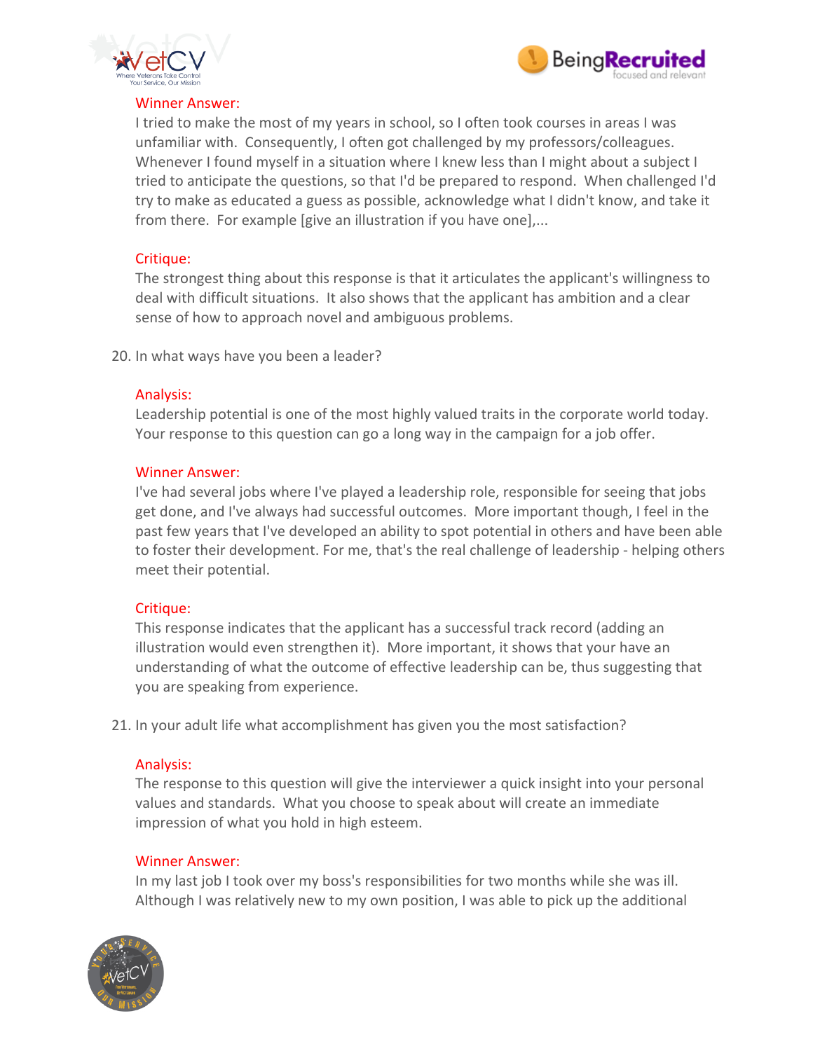Winner Answer:

I tried to make the most of my years in school, so I often took courses in areas I was unfamiliar with. Consequently, I often got challenged by my professors/colleagues. Whenever I found myself in a situation where I knew less than I might about a subject I tried to anticipate the questions, so that I'd be prepared to respond. When challenged I'd try to make as educated a guess as possible, acknowledge what I didn't know, and take it from there. For example [give an illustration if you have one],...

Critique:

The strongest thing about this response is that it articulates the applicant's willingness to deal with difficult situations. It also shows that the applicant has ambition and a clear sense of how to approach novel and ambiguous problems.

20. In what ways have you been a leader?

Analysis:

Leadership potential is one of the most highly valued traits in the corporate world today. Your response to this question can go a long way in the campaign for a job offer.

Winner Answer:

I've had several jobs where I've played a leadership role, responsible for seeing that jobs get done, and I've always had successful outcomes. More important though, I feel in the past few years that I've developed an ability to spot potential in others and have been able to foster their development. For me, that's the real challenge of leadership - helping others meet their potential.

Critique:

This response indicates that the applicant has a successful track record (adding an illustration would even strengthen it). More important, it shows that your have an understanding of what the outcome of effective leadership can be, thus suggesting that you are speaking from experience.

21. In your adult life what accomplishment has given you the most satisfaction?

Analysis:

The response to this question will give the interviewer a quick insight into your personal values and standards. What you choose to speak about will create an immediate impression of what you hold in high esteem.

Winner Answer:

In my last job I took over my boss's responsibilities for two months while she was ill. Although I was relatively new to my own position, I was able to pick up the additional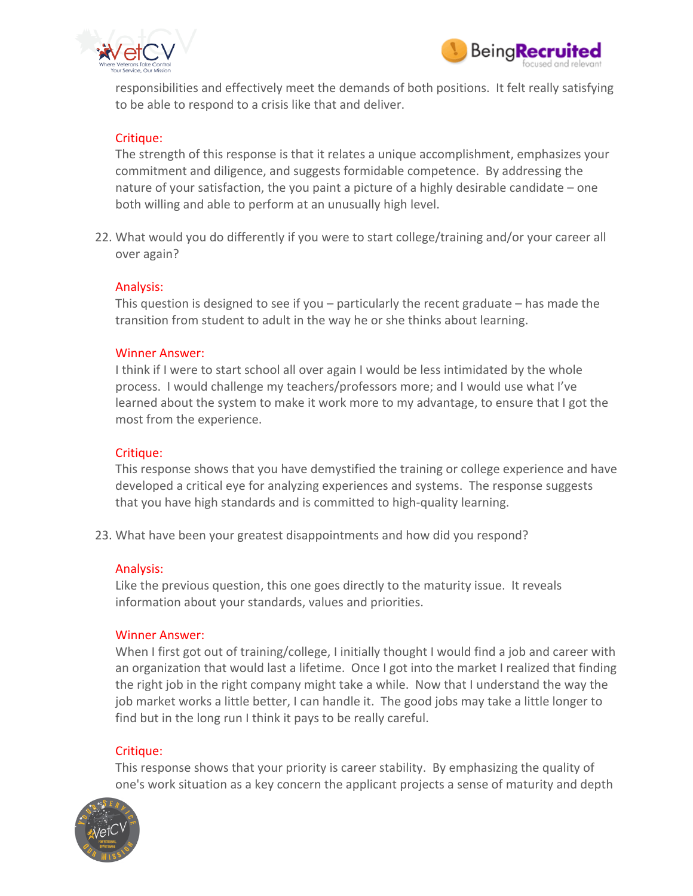responsibilities and effectively meet the demands of both positions. It felt really satisfying to be able to respond to a crisis like that and deliver.

Critique:
The strength of this response is that it relates a unique accomplishment, emphasizes your commitment and diligence, and suggests formidable competence. By addressing the nature of your satisfaction, the you paint a picture of a highly desirable candidate – one both willing and able to perform at an unusually high level.

22. What would you do differently if you were to start college/training and/or your career all over again?

    Analysis:
    This question is designed to see if you – particularly the recent graduate – has made the transition from student to adult in the way he or she thinks about learning.

    Winner Answer:
    I think if I were to start school all over again I would be less intimidated by the whole process. I would challenge my teachers/professors more; and I would use what I've learned about the system to make it work more to my advantage, to ensure that I got the most from the experience.

    Critique:
    This response shows that you have demystified the training or college experience and have developed a critical eye for analyzing experiences and systems. The response suggests that you have high standards and is committed to high-quality learning.

23. What have been your greatest disappointments and how did you respond?

    Analysis:
    Like the previous question, this one goes directly to the maturity issue. It reveals information about your standards, values and priorities.

    Winner Answer:
    When I first got out of training/college, I initially thought I would find a job and career with an organization that would last a lifetime. Once I got into the market I realized that finding the right job in the right company might take a while. Now that I understand the way the job market works a little better, I can handle it. The good jobs may take a little longer to find but in the long run I think it pays to be really careful.

    Critique:
    This response shows that your priority is career stability. By emphasizing the quality of one's work situation as a key concern the applicant projects a sense of maturity and depth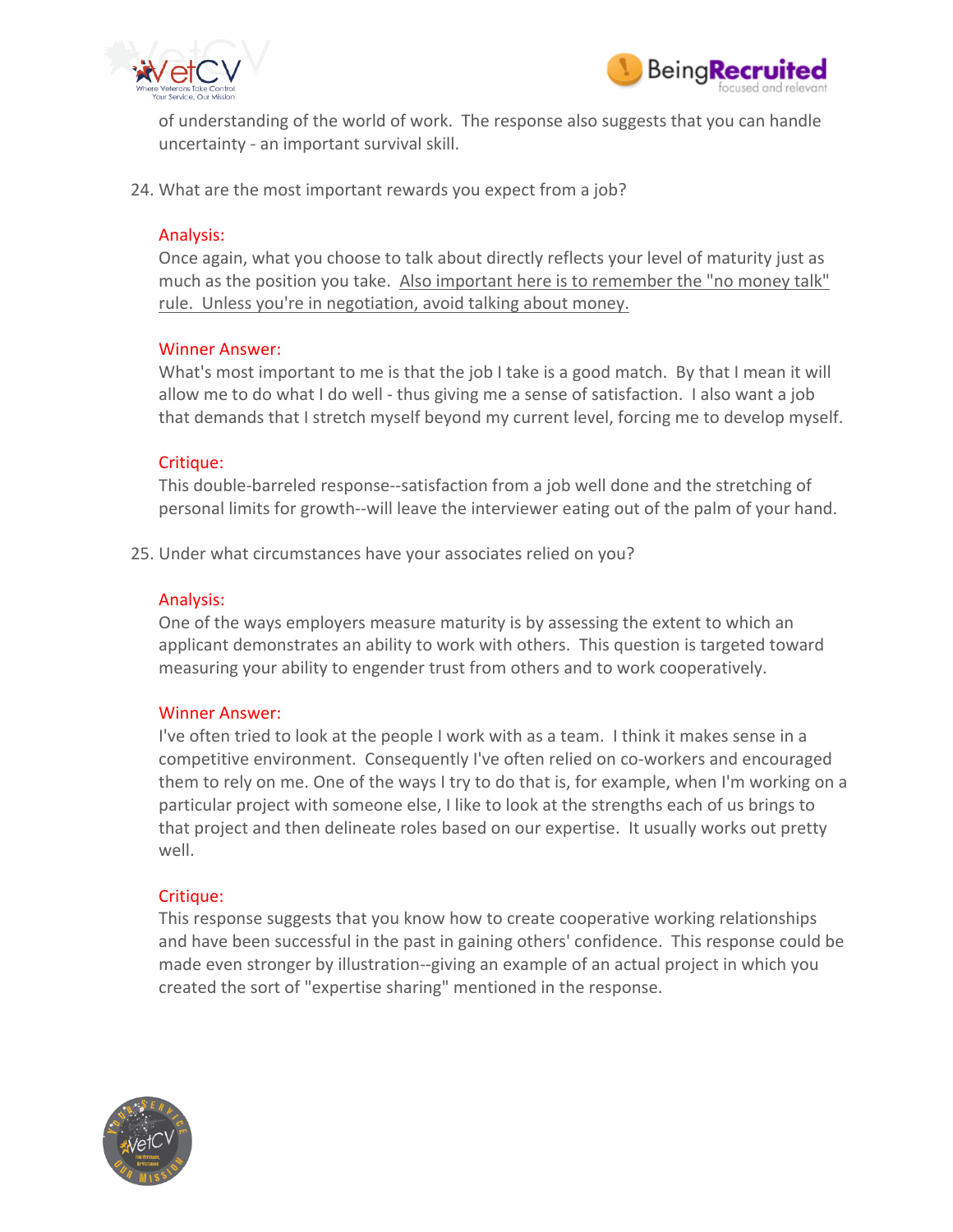of understanding of the world of work. The response also suggests that you can handle uncertainty - an important survival skill.

24. What are the most important rewards you expect from a job?

    Analysis:
    Once again, what you choose to talk about directly reflects your level of maturity just as much as the position you take. Also important here is to remember the "no money talk" rule. Unless you're in negotiation, avoid talking about money.

    Winner Answer:
    What's most important to me is that the job I take is a good match. By that I mean it will allow me to do what I do well - thus giving me a sense of satisfaction. I also want a job that demands that I stretch myself beyond my current level, forcing me to develop myself.

    Critique:
    This double-barreled response--satisfaction from a job well done and the stretching of personal limits for growth--will leave the interviewer eating out of the palm of your hand.

25. Under what circumstances have your associates relied on you?

    Analysis:
    One of the ways employers measure maturity is by assessing the extent to which an applicant demonstrates an ability to work with others. This question is targeted toward measuring your ability to engender trust from others and to work cooperatively.

    Winner Answer:
    I've often tried to look at the people I work with as a team. I think it makes sense in a competitive environment. Consequently I've often relied on co-workers and encouraged them to rely on me. One of the ways I try to do that is, for example, when I'm working on a particular project with someone else, I like to look at the strengths each of us brings to that project and then delineate roles based on our expertise. It usually works out pretty well.

    Critique:
    This response suggests that you know how to create cooperative working relationships and have been successful in the past in gaining others' confidence. This response could be made even stronger by illustration--giving an example of an actual project in which you created the sort of "expertise sharing" mentioned in the response.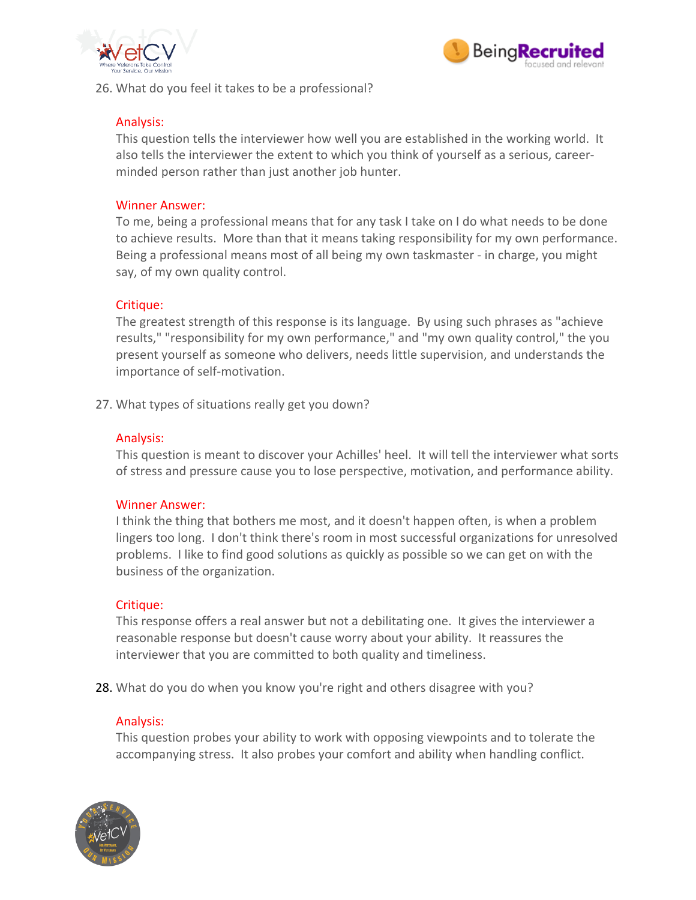26. What do you feel it takes to be a professional?

    Analysis:
    This question tells the interviewer how well you are established in the working world. It also tells the interviewer the extent to which you think of yourself as a serious, career-minded person rather than just another job hunter.

    Winner Answer:
    To me, being a professional means that for any task I take on I do what needs to be done to achieve results. More than that it means taking responsibility for my own performance. Being a professional means most of all being my own taskmaster - in charge, you might say, of my own quality control.

    Critique:
    The greatest strength of this response is its language. By using such phrases as "achieve results," "responsibility for my own performance," and "my own quality control," the you present yourself as someone who delivers, needs little supervision, and understands the importance of self-motivation.

27. What types of situations really get you down?

    Analysis:
    This question is meant to discover your Achilles' heel. It will tell the interviewer what sorts of stress and pressure cause you to lose perspective, motivation, and performance ability.

    Winner Answer:
    I think the thing that bothers me most, and it doesn't happen often, is when a problem lingers too long. I don't think there's room in most successful organizations for unresolved problems. I like to find good solutions as quickly as possible so we can get on with the business of the organization.

    Critique:
    This response offers a real answer but not a debilitating one. It gives the interviewer a reasonable response but doesn't cause worry about your ability. It reassures the interviewer that you are committed to both quality and timeliness.

28. What do you do when you know you're right and others disagree with you?

    Analysis:
    This question probes your ability to work with opposing viewpoints and to tolerate the accompanying stress. It also probes your comfort and ability when handling conflict.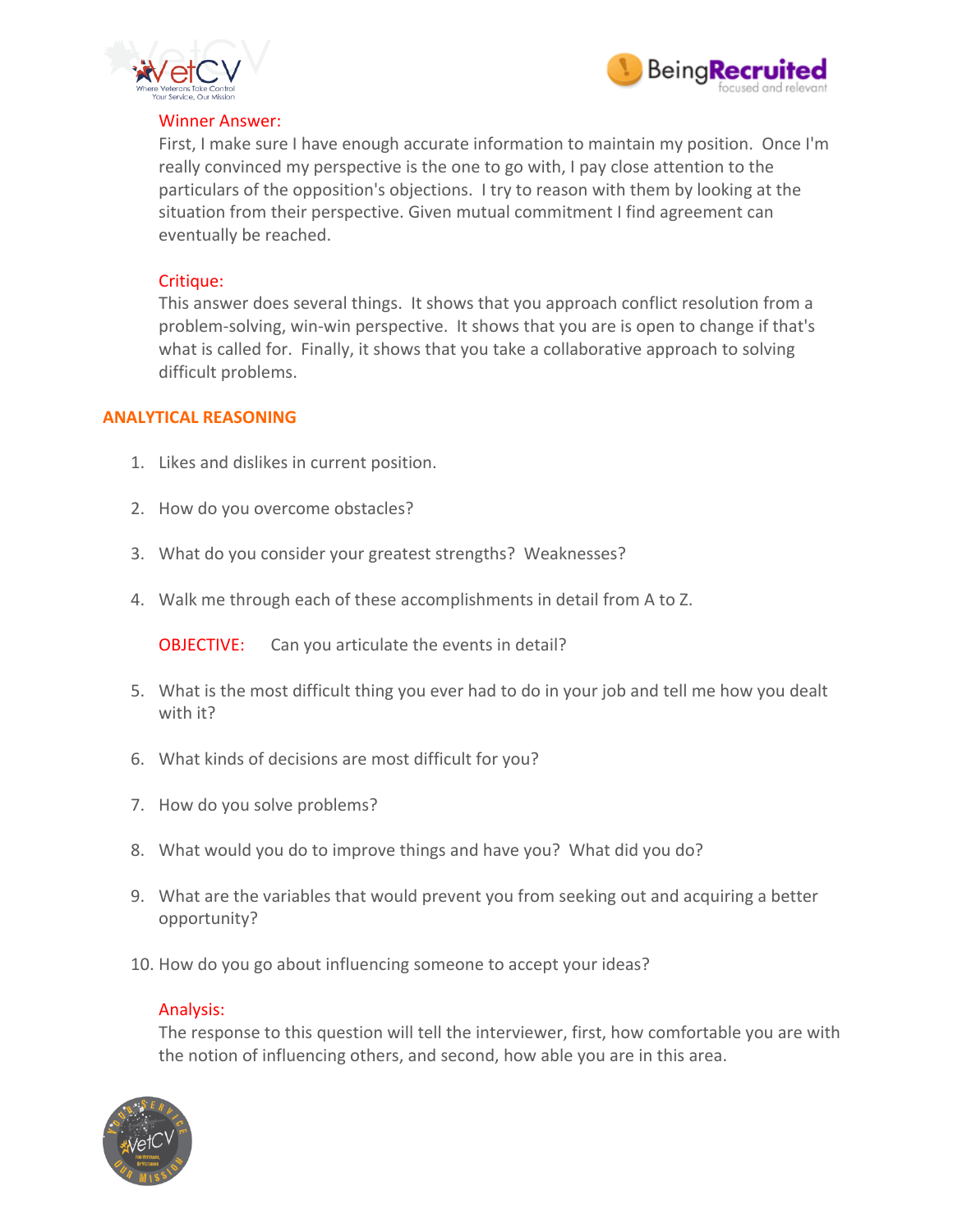Winner Answer:

First, I make sure I have enough accurate information to maintain my position. Once I'm really convinced my perspective is the one to go with, I pay close attention to the particulars of the opposition's objections. I try to reason with them by looking at the situation from their perspective. Given mutual commitment I find agreement can eventually be reached.

Critique:

This answer does several things. It shows that you approach conflict resolution from a problem-solving, win-win perspective. It shows that you are is open to change if that's what is called for. Finally, it shows that you take a collaborative approach to solving difficult problems.

## ANALYTICAL REASONING

1. Likes and dislikes in current position.

2. How do you overcome obstacles?

3. What do you consider your greatest strengths? Weaknesses?

4. Walk me through each of these accomplishments in detail from A to Z.

   OBJECTIVE: Can you articulate the events in detail?

5. What is the most difficult thing you ever had to do in your job and tell me how you dealt with it?

6. What kinds of decisions are most difficult for you?

7. How do you solve problems?

8. What would you do to improve things and have you? What did you do?

9. What are the variables that would prevent you from seeking out and acquiring a better opportunity?

10. How do you go about influencing someone to accept your ideas?

    Analysis:

    The response to this question will tell the interviewer, first, how comfortable you are with the notion of influencing others, and second, how able you are in this area.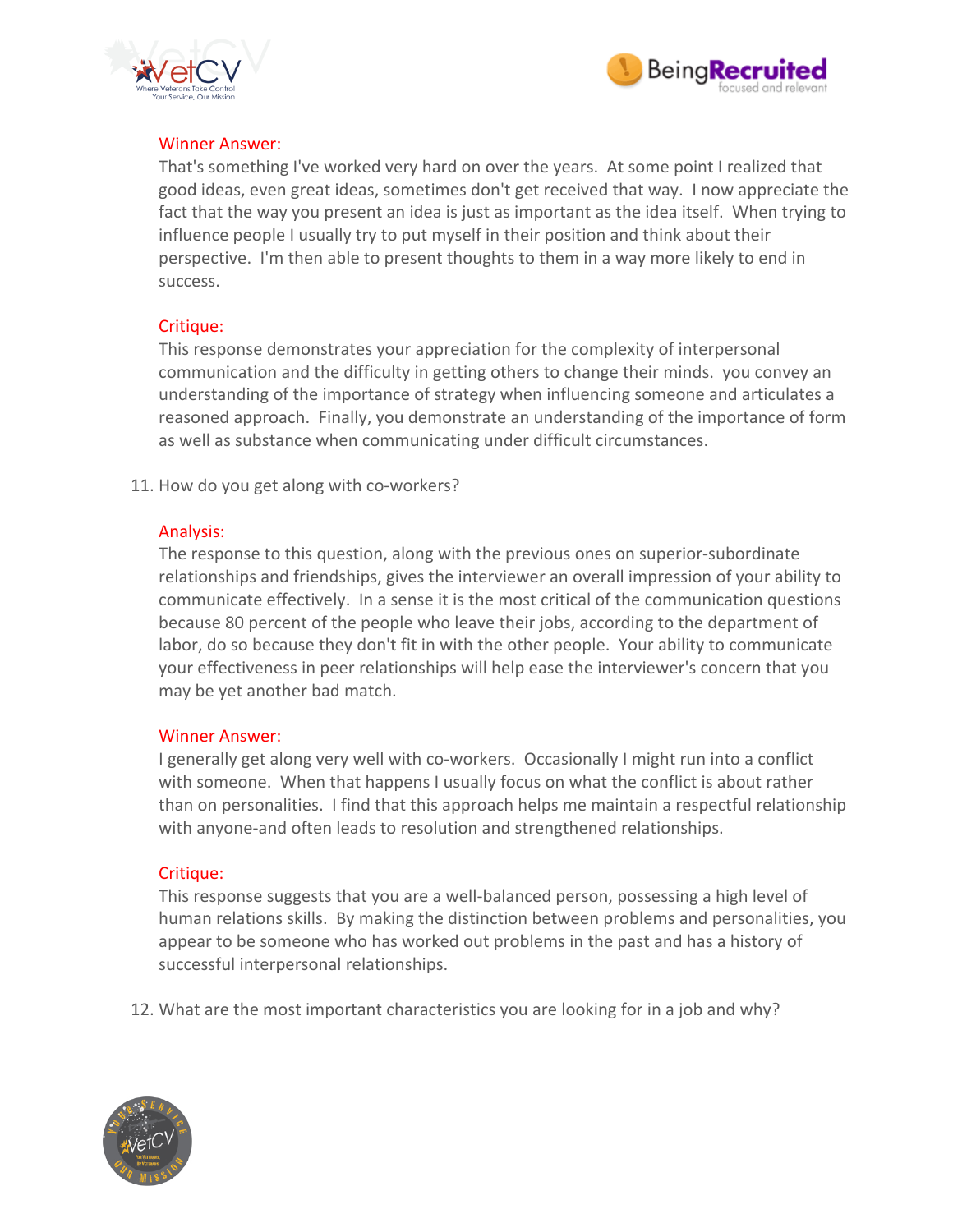Winner Answer:

That's something I've worked very hard on over the years. At some point I realized that good ideas, even great ideas, sometimes don't get received that way. I now appreciate the fact that the way you present an idea is just as important as the idea itself. When trying to influence people I usually try to put myself in their position and think about their perspective. I'm then able to present thoughts to them in a way more likely to end in success.

Critique:

This response demonstrates your appreciation for the complexity of interpersonal communication and the difficulty in getting others to change their minds. you convey an understanding of the importance of strategy when influencing someone and articulates a reasoned approach. Finally, you demonstrate an understanding of the importance of form as well as substance when communicating under difficult circumstances.

11. How do you get along with co-workers?

Analysis:

The response to this question, along with the previous ones on superior-subordinate relationships and friendships, gives the interviewer an overall impression of your ability to communicate effectively. In a sense it is the most critical of the communication questions because 80 percent of the people who leave their jobs, according to the department of labor, do so because they don't fit in with the other people. Your ability to communicate your effectiveness in peer relationships will help ease the interviewer's concern that you may be yet another bad match.

Winner Answer:

I generally get along very well with co-workers. Occasionally I might run into a conflict with someone. When that happens I usually focus on what the conflict is about rather than on personalities. I find that this approach helps me maintain a respectful relationship with anyone-and often leads to resolution and strengthened relationships.

Critique:

This response suggests that you are a well-balanced person, possessing a high level of human relations skills. By making the distinction between problems and personalities, you appear to be someone who has worked out problems in the past and has a history of successful interpersonal relationships.

12. What are the most important characteristics you are looking for in a job and why?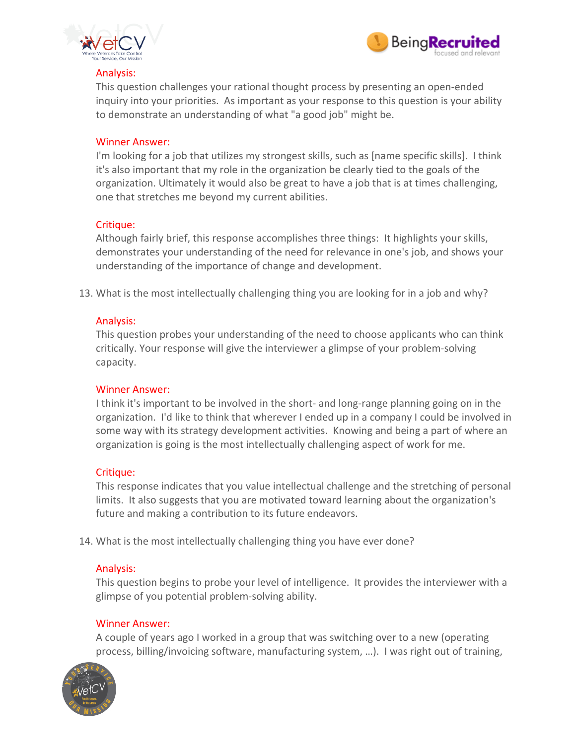Analysis:
This question challenges your rational thought process by presenting an open-ended inquiry into your priorities. As important as your response to this question is your ability to demonstrate an understanding of what "a good job" might be.

Winner Answer:
I'm looking for a job that utilizes my strongest skills, such as [name specific skills]. I think it's also important that my role in the organization be clearly tied to the goals of the organization. Ultimately it would also be great to have a job that is at times challenging, one that stretches me beyond my current abilities.

Critique:
Although fairly brief, this response accomplishes three things: It highlights your skills, demonstrates your understanding of the need for relevance in one's job, and shows your understanding of the importance of change and development.

13. What is the most intellectually challenging thing you are looking for in a job and why?

Analysis:
This question probes your understanding of the need to choose applicants who can think critically. Your response will give the interviewer a glimpse of your problem-solving capacity.

Winner Answer:
I think it's important to be involved in the short- and long-range planning going on in the organization. I'd like to think that wherever I ended up in a company I could be involved in some way with its strategy development activities. Knowing and being a part of where an organization is going is the most intellectually challenging aspect of work for me.

Critique:
This response indicates that you value intellectual challenge and the stretching of personal limits. It also suggests that you are motivated toward learning about the organization's future and making a contribution to its future endeavors.

14. What is the most intellectually challenging thing you have ever done?

Analysis:
This question begins to probe your level of intelligence. It provides the interviewer with a glimpse of you potential problem-solving ability.

Winner Answer:
A couple of years ago I worked in a group that was switching over to a new (operating process, billing/invoicing software, manufacturing system, …). I was right out of training,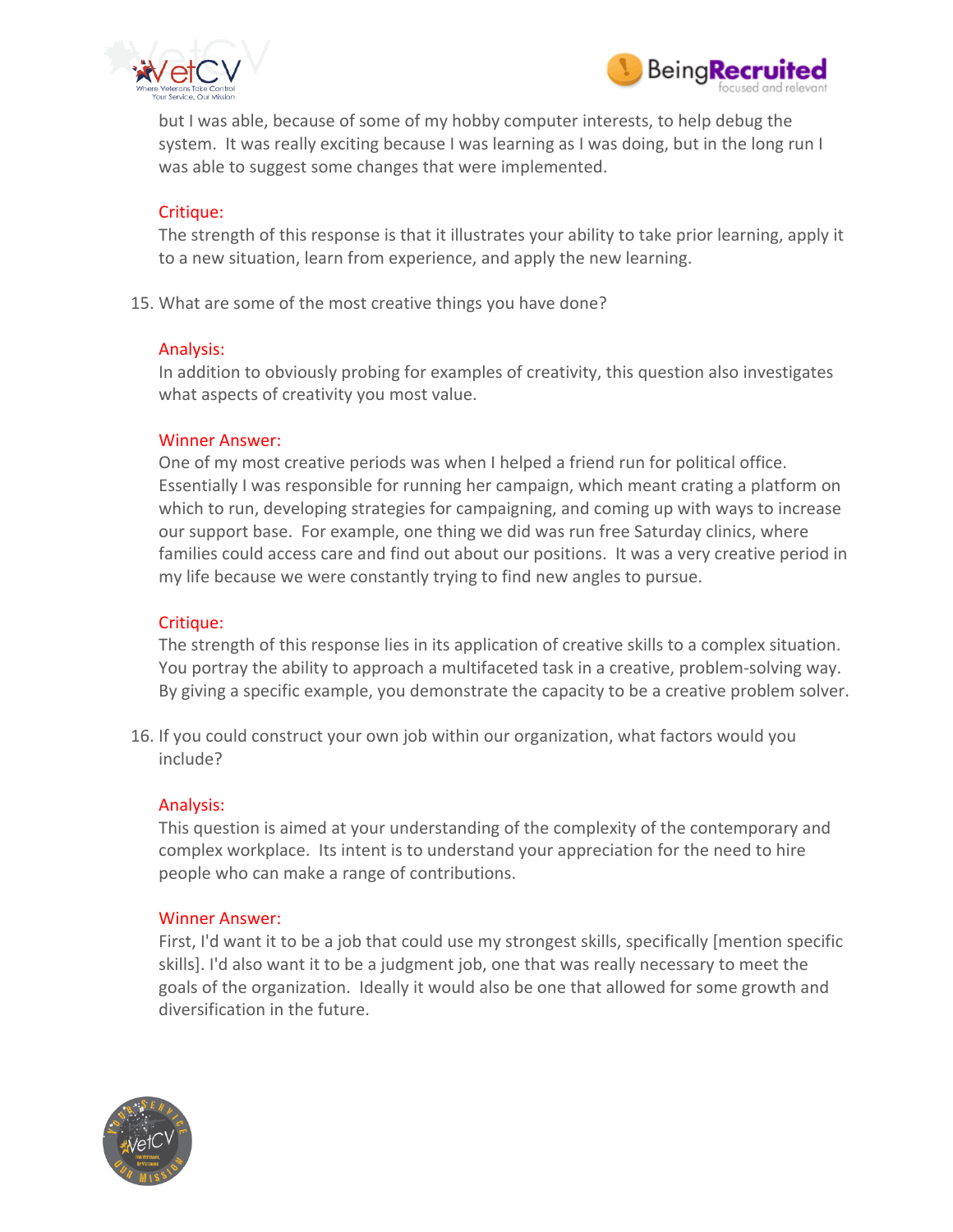but I was able, because of some of my hobby computer interests, to help debug the system. It was really exciting because I was learning as I was doing, but in the long run I was able to suggest some changes that were implemented.

Critique:
The strength of this response is that it illustrates your ability to take prior learning, apply it to a new situation, learn from experience, and apply the new learning.

15. What are some of the most creative things you have done?

Analysis:
In addition to obviously probing for examples of creativity, this question also investigates what aspects of creativity you most value.

Winner Answer:
One of my most creative periods was when I helped a friend run for political office. Essentially I was responsible for running her campaign, which meant crating a platform on which to run, developing strategies for campaigning, and coming up with ways to increase our support base. For example, one thing we did was run free Saturday clinics, where families could access care and find out about our positions. It was a very creative period in my life because we were constantly trying to find new angles to pursue.

Critique:
The strength of this response lies in its application of creative skills to a complex situation. You portray the ability to approach a multifaceted task in a creative, problem-solving way. By giving a specific example, you demonstrate the capacity to be a creative problem solver.

16. If you could construct your own job within our organization, what factors would you include?

Analysis:
This question is aimed at your understanding of the complexity of the contemporary and complex workplace. Its intent is to understand your appreciation for the need to hire people who can make a range of contributions.

Winner Answer:
First, I'd want it to be a job that could use my strongest skills, specifically [mention specific skills]. I'd also want it to be a judgment job, one that was really necessary to meet the goals of the organization. Ideally it would also be one that allowed for some growth and diversification in the future.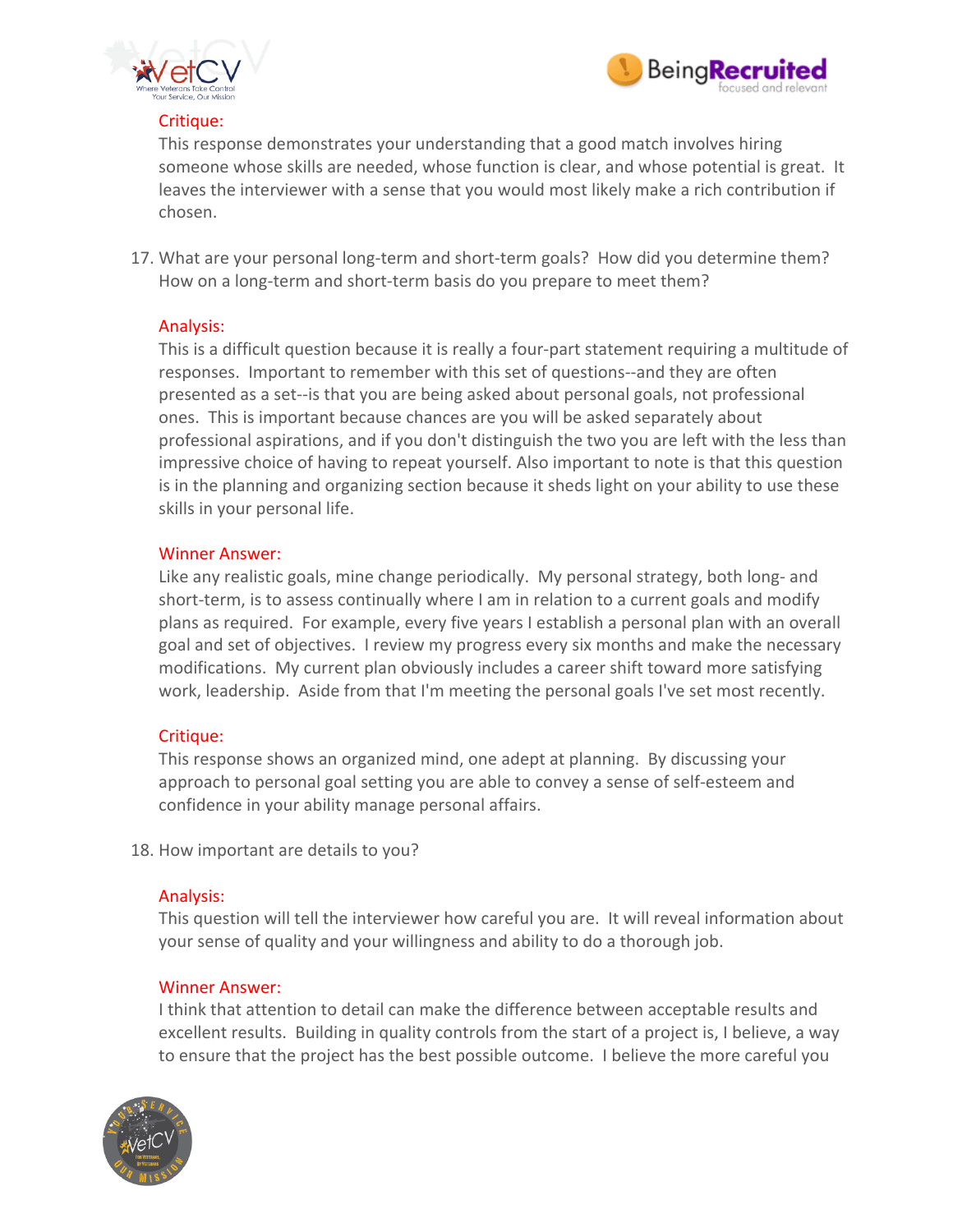Critique:

This response demonstrates your understanding that a good match involves hiring someone whose skills are needed, whose function is clear, and whose potential is great. It leaves the interviewer with a sense that you would most likely make a rich contribution if chosen.

17. What are your personal long-term and short-term goals? How did you determine them? How on a long-term and short-term basis do you prepare to meet them?

Analysis:

This is a difficult question because it is really a four-part statement requiring a multitude of responses. Important to remember with this set of questions--and they are often presented as a set--is that you are being asked about personal goals, not professional ones. This is important because chances are you will be asked separately about professional aspirations, and if you don't distinguish the two you are left with the less than impressive choice of having to repeat yourself. Also important to note is that this question is in the planning and organizing section because it sheds light on your ability to use these skills in your personal life.

Winner Answer:

Like any realistic goals, mine change periodically. My personal strategy, both long- and short-term, is to assess continually where I am in relation to a current goals and modify plans as required. For example, every five years I establish a personal plan with an overall goal and set of objectives. I review my progress every six months and make the necessary modifications. My current plan obviously includes a career shift toward more satisfying work, leadership. Aside from that I'm meeting the personal goals I've set most recently.

Critique:

This response shows an organized mind, one adept at planning. By discussing your approach to personal goal setting you are able to convey a sense of self-esteem and confidence in your ability manage personal affairs.

18. How important are details to you?

Analysis:

This question will tell the interviewer how careful you are. It will reveal information about your sense of quality and your willingness and ability to do a thorough job.

Winner Answer:

I think that attention to detail can make the difference between acceptable results and excellent results. Building in quality controls from the start of a project is, I believe, a way to ensure that the project has the best possible outcome. I believe the more careful you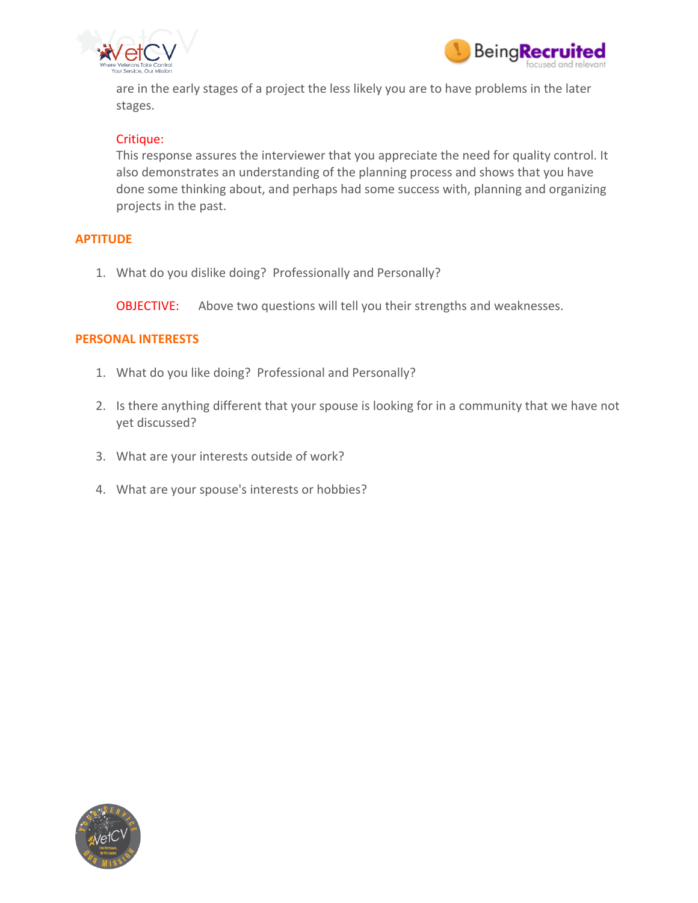are in the early stages of a project the less likely you are to have problems in the later stages.

Critique:
This response assures the interviewer that you appreciate the need for quality control. It also demonstrates an understanding of the planning process and shows that you have done some thinking about, and perhaps had some success with, planning and organizing projects in the past.

## APTITUDE

1. What do you dislike doing? Professionally and Personally?

OBJECTIVE: Above two questions will tell you their strengths and weaknesses.

## PERSONAL INTERESTS

1. What do you like doing? Professional and Personally?
2. Is there anything different that your spouse is looking for in a community that we have not yet discussed?
3. What are your interests outside of work?
4. What are your spouse's interests or hobbies?